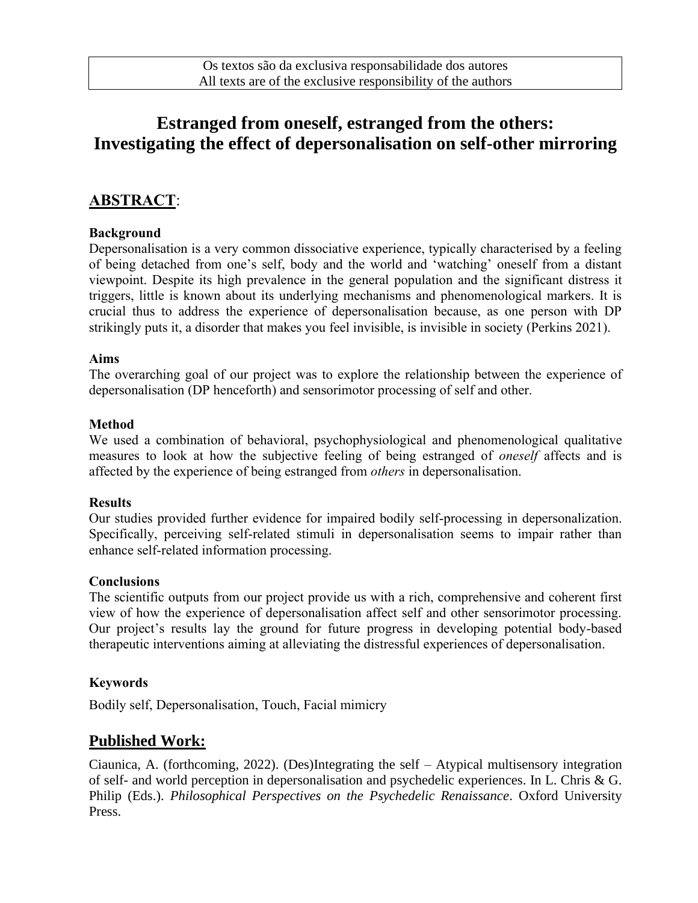Os textos são da exclusiva responsabilidade dos autores
All texts are of the exclusive responsibility of the authors

# Estranged from oneself, estranged from the others: Investigating the effect of depersonalisation on self-other mirroring

## ABSTRACT:

### Background

Depersonalisation is a very common dissociative experience, typically characterised by a feeling of being detached from one's self, body and the world and 'watching' oneself from a distant viewpoint. Despite its high prevalence in the general population and the significant distress it triggers, little is known about its underlying mechanisms and phenomenological markers. It is crucial thus to address the experience of depersonalisation because, as one person with DP strikingly puts it, a disorder that makes you feel invisible, is invisible in society (Perkins 2021).

### Aims

The overarching goal of our project was to explore the relationship between the experience of depersonalisation (DP henceforth) and sensorimotor processing of self and other.

### Method

We used a combination of behavioral, psychophysiological and phenomenological qualitative measures to look at how the subjective feeling of being estranged of *oneself* affects and is affected by the experience of being estranged from *others* in depersonalisation.

### Results

Our studies provided further evidence for impaired bodily self-processing in depersonalization. Specifically, perceiving self-related stimuli in depersonalisation seems to impair rather than enhance self-related information processing.

### Conclusions

The scientific outputs from our project provide us with a rich, comprehensive and coherent first view of how the experience of depersonalisation affect self and other sensorimotor processing. Our project's results lay the ground for future progress in developing potential body-based therapeutic interventions aiming at alleviating the distressful experiences of depersonalisation.

### Keywords

Bodily self, Depersonalisation, Touch, Facial mimicry

## Published Work:

Ciaunica, A. (forthcoming, 2022). (Des)Integrating the self – Atypical multisensory integration of self- and world perception in depersonalisation and psychedelic experiences. In L. Chris & G. Philip (Eds.). *Philosophical Perspectives on the Psychedelic Renaissance*. Oxford University Press.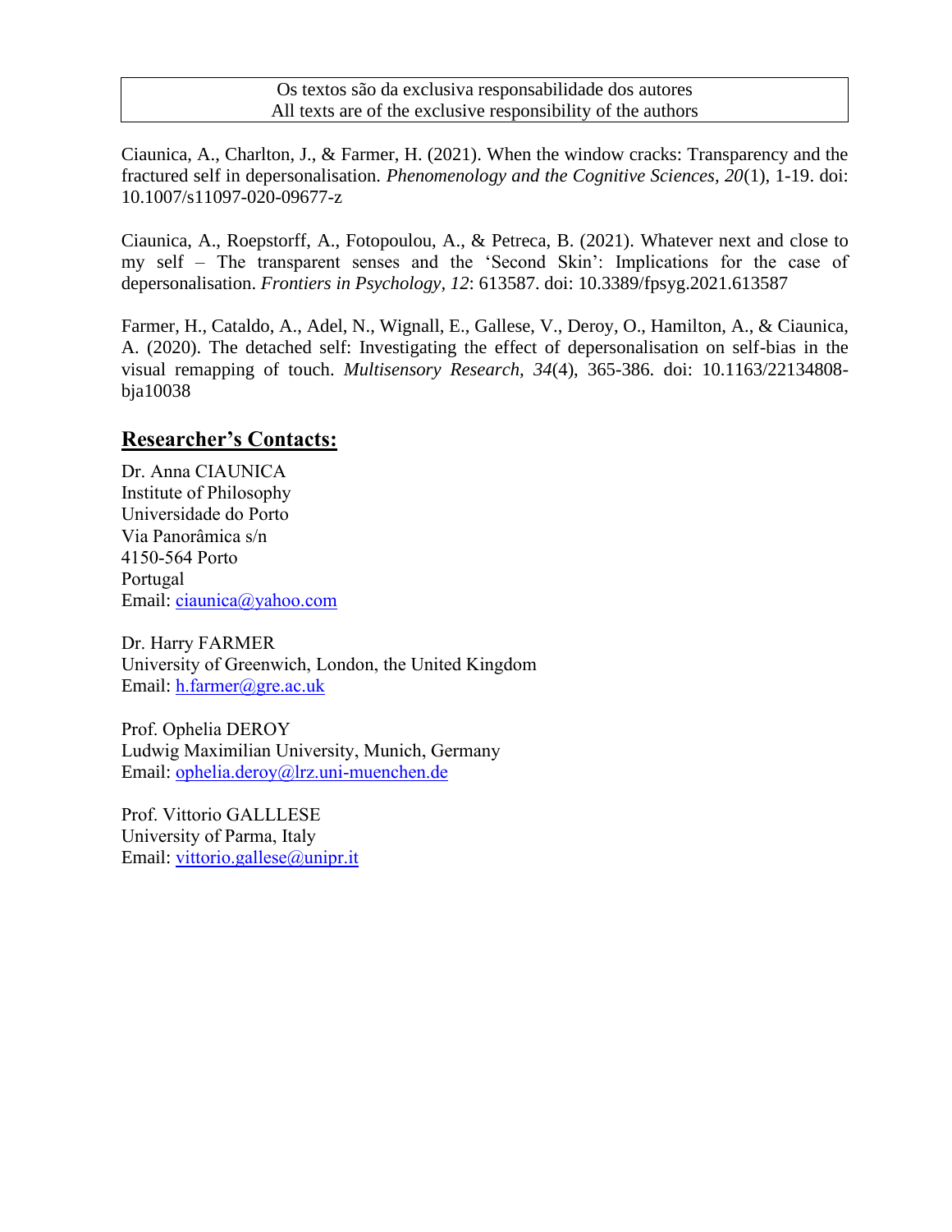Os textos são da exclusiva responsabilidade dos autores
All texts are of the exclusive responsibility of the authors

Ciaunica, A., Charlton, J., & Farmer, H. (2021). When the window cracks: Transparency and the fractured self in depersonalisation. *Phenomenology and the Cognitive Sciences, 20*(1), 1-19. doi: 10.1007/s11097-020-09677-z

Ciaunica, A., Roepstorff, A., Fotopoulou, A., & Petreca, B. (2021). Whatever next and close to my self – The transparent senses and the 'Second Skin': Implications for the case of depersonalisation. *Frontiers in Psychology, 12*: 613587. doi: 10.3389/fpsyg.2021.613587

Farmer, H., Cataldo, A., Adel, N., Wignall, E., Gallese, V., Deroy, O., Hamilton, A., & Ciaunica, A. (2020). The detached self: Investigating the effect of depersonalisation on self-bias in the visual remapping of touch. *Multisensory Research, 34*(4), 365-386. doi: 10.1163/22134808-bja10038

## Researcher's Contacts:

Dr. Anna CIAUNICA
Institute of Philosophy
Universidade do Porto
Via Panorâmica s/n
4150-564 Porto
Portugal
Email: ciaunica@yahoo.com

Dr. Harry FARMER
University of Greenwich, London, the United Kingdom
Email: h.farmer@gre.ac.uk

Prof. Ophelia DEROY
Ludwig Maximilian University, Munich, Germany
Email: ophelia.deroy@lrz.uni-muenchen.de

Prof. Vittorio GALLLESE
University of Parma, Italy
Email: vittorio.gallese@unipr.it